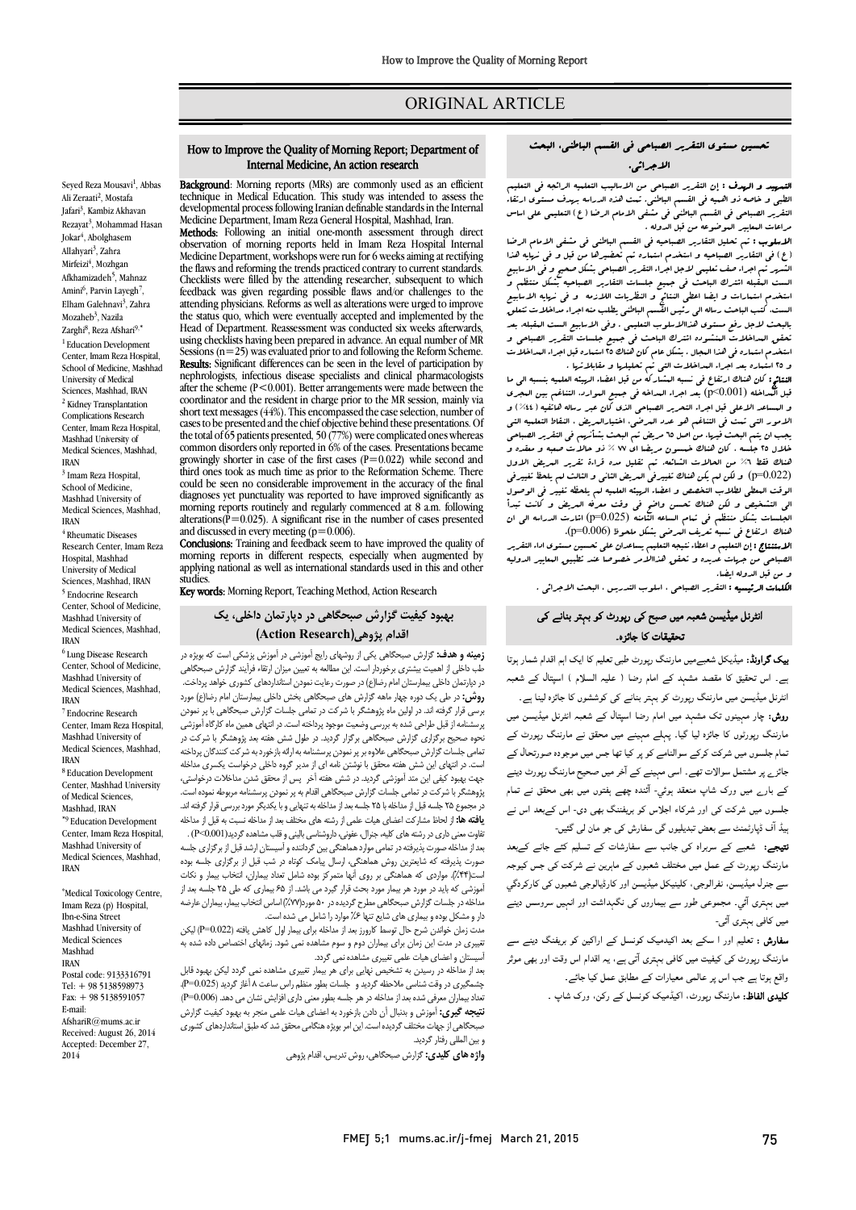# ORIGINAL ARTICLE

## How to Improve the Quality of Morning Report; Department of Internal Medicine, An action research

Seyed Reza Mousavi[1], Abbas Ali Zeraati[2], Mostafa Jafari[3], Kambiz Akhavan Rezayat[3], Mohammad Hasan Jokar[4], Abolghasem Allahyari[3], Zahra Mirfeizi[4], Mozhgan Afkhamizadeh[5], Mahnaz Amini[6], Parvin Layegh[7], Elham Galehnavi[3], Zahra Mozaheb[3], Nazila Zarghi[8], Reza Afshari[9,*]

[1] Education Development Center, Imam Reza Hospital, School of Medicine, Mashhad University of Medical Sciences, Mashhad, IRAN
[2] Kidney Transplantation Complications Research Center, Imam Reza Hospital, Mashhad University of Medical Sciences, Mashhad, IRAN
[3] Imam Reza Hospital, School of Medicine, Mashhad University of Medical Sciences, Mashhad, IRAN
[4] Rheumatic Diseases Research Center, Imam Reza Hospital, Mashhad University of Medical Sciences, Mashhad, IRAN
[5] Endocrine Research Center, School of Medicine, Mashhad University of Medical Sciences, Mashhad, IRAN
[6] Lung Disease Research Center, School of Medicine, Mashhad University of Medical Sciences, Mashhad, IRAN
[7] Endocrine Research Center, Imam Reza Hospital, Mashhad University of Medical Sciences, Mashhad, IRAN
[8] Education Development Center, Mashhad University of Medical Sciences, Mashhad, IRAN
[9,*] Education Development Center, Imam Reza Hospital, Mashhad University of Medical Sciences, Mashhad, IRAN

*Medical Toxicology Centre, Imam Reza (P) Hospital, Ibn-e-Sina Street Mashhad University of Medical Sciences Mashhad IRAN
Postal code: 9133316791
Tel: + 98 5138598973
Fax: + 98 5138591057
E-mail: AfshariR@mums.ac.ir
Received: August 26, 2014
Accepted: December 27, 2014

**Background**: Morning reports (MRs) are commonly used as an efficient technique in Medical Education. This study was intended to assess the developmental process following Iranian definable standards in the Internal Medicine Department, Imam Reza General Hospital, Mashhad, Iran.

**Methods:** Following an initial one-month assessment through direct observation of morning reports held in Imam Reza Hospital Internal Medicine Department, workshops were run for 6 weeks aiming at rectifying the flaws and reforming the trends practiced contrary to current standards. Checklists were filled by the attending researcher, subsequent to which feedback was given regarding possible flaws and/or challenges to the attending physicians. Reforms as well as alterations were urged to improve the status quo, which were eventually accepted and implemented by the Head of Department. Reassessment was conducted six weeks afterwards, using checklists having been prepared in advance. An equal number of MR Sessions (n=25) was evaluated prior to and following the Reform Scheme.

**Results:** Significant differences can be seen in the level of participation by nephrologists, infectious disease specialists and clinical pharmacologists after the scheme ($P<0.001$). Better arrangements were made between the coordinator and the resident in charge prior to the MR session, mainly via short text messages (44%). This encompassed the case selection, number of cases to be presented and the chief objective behind these presentations. Of the total of 65 patients presented, 50 (77%) were complicated ones whereas common disorders only reported in 6% of the cases. Presentations became growingly shorter in case of the first cases ($P=0.022$) while second and third ones took as much time as prior to the Reformation Scheme. There could be seen no considerable improvement in the accuracy of the final diagnoses yet punctuality was reported to have improved significantly as morning reports routinely and regularly commenced at 8 a.m. following alterations($P=0.025$). A significant rise in the number of cases presented and discussed in every meeting ($p=0.006$).

**Conclusions:** Training and feedback seem to have improved the quality of morning reports in different respects, especially when augmented by applying national as well as international standards used in this and other studies.

**Key words:** Morning Report, Teaching Method, Action Research

## تحسین مستوی التقریر الصباحی فی القسم الباطنی، البحث الاجرائی.

**التمهید و الهدف :** إن التقریر الصباحی من الاسالیب التعلیمیه الرائجه فی التعلیم الطبی و خاصه ذو اهمیه فی القسم الباطنی. تمت هذه الدراسه بهدف مستوی ارتقاء التقریر الصباحی فی القسم الباطنی فی مشفی الامام الرضا (ع) التعلیمی علی اساس مراعات المعاییر الموضوعه من قبل الدوله .

**الاسلوب :** تم تحلیل التقاریر الصباحیه فی القسم الباطنی فی مشفی الامام الرضا (ع) فی التقاریر الصباحیه و استخدم استماره تم تحضیرها من قبل و فی نهایه هذا الشهر تم اجراء صف تعلیمی لاجل اجراء التقریر الصباحی بشکل صحیح و فی الاسابیع الست المقبله اشترک الباحث فی جمیع جلسات التقاریر الصباحیه بشکل منتظم و استخدم استمارات و ایضا اعطی النتائج و النظریات اللازمه و فی نهایه الاسابیع الست، کتب الباحث رساله الی رئیس القسم الباطنی یطلب منه اجراء مداخلات تتعلق بالبحث لاجل رفع مستوی هذاالاسلوب التعلیمی . وفی الاسابیع الست المقبله بعد تحقق المداخلات المنشوده اشترک الباحث فی جمیع جلسات التقریر الصباحی و استخدم استماره فی هذا المجال . بشکل عام کان هنالک ۲۵ استماره قبل اجراء المداخلات و ۲۵ استماره بعد اجراء المداخلات التی تم تحلیلها و مقابلتها .

**النتائج :** کان هنالک ارتفاع فی نسبه المشارکه من قبل اعضاء الرییئه العلمیه بنسبه الی ما قبل المداخله ($p<0.001$) بعد اجراء المداخله فی جمیع الموارد، التناغم بین المجری و المساعد الاعلی قبل اجراء التقریر الصباحی الذی کان عبر رساله هاتفیه (۴۴٪) و الامور التی تمت فی التناغم هو عدد المرضی، اختیارالمریض، النقاط التعلیمیه التی یجب ان یتم البحث فیها. من اصل ۶۵ مریض تم البحث بشأنهم فی التقریر الصباحی خلال ۲۵ جلسه ، کان هنالک خمسون مریضا ای ۷۷ ٪ ذو حالات صعبه و معقده و هنالک فقط ۶٪ من الحالات الشائعه. تم تقلیل مده قراءة تقریر المریض الاول ($p=0.022$) و لکن لم یکن هنالک تغییرفی المریض الثانی و الثالث لم یلحظ تغییرفی الوقت المعطی لطلاب التخصص و اعضاء الرییئه العلمیه لم یلحظ تغییر فی الوصول الی التشخیص و لکن هنالک تحسن واضح فی وقت معرفه المریض و کانت تبدأ الجلسات بشکل منتظم فی تمام الساعه الثامنه ($p=0.025$) اشارت الدراسه الی ان هنالک ارتفاع فی نسبه تعریف المرضی بشکل ملحوظ ($p=0.006$).

**الاستنتاج :** إن التعلیم و اعطاء نتیجه التعلیم یساعدان علی تحسین مستوی اداء التقریر الصباحی من جهات عدیده و تحقق هذالامر خصوصا عند تطبیق المعاییر الدولیه و من قبل الدوله ایضا.

**الکلمات الرئیسیه :** التقریر الصباحی ، اسلوب التدریس ، البحث الاجرائی .

## انٹرنل میڈیسن شعبہ میں صبح کی رپورٹ کو بہتر بنانے کی تحقیقات کا جائزہ۔

**بیک گراونڈ:** میڈیکل شعبےمیں مارننگ رپورٹ طبی تعلیم کا ایک اہم اقدام شمار ہوتا ہے۔ اس تحقیق کا مقصد مشہد کے امام رضا ( علیہ السلام ) اسپتال کے شعبہ انٹرنل میڈیسن میں مارننگ رپورٹ کو بہتر بنانے کی کوششوں کا جائزہ لینا ہے۔

**روش:** چار مہینوں تک مشہد میں امام رضا اسپتال کے شعبہ انٹرنل میڈیسن میں مارننگ رپورٹوں کا جائزہ لیا گیا۔ پہلے مہینے میں محقق نے مارننگ رپورٹ کے تمام جلسوں میں شرکت کرکے سوالنامے کو پر کیا تھا جس میں موجودہ صورتحال کے جائزے پر مشتمل سوالات تھے۔ اسی مہینے کے آخر میں صحیح مارننگ رپورٹ دینے کے بارے میں ورک شاپ منعقد ہوئي۔ آئندہ چھے ہفتوں میں بھی محقق نے تمام جلسوں میں شرکت کی اور شرکاء اجلاس کو بریفنگ بھی دی۔ اس کےبعد اس نے ہیڈ آف ڈپارٹمنٹ سے بعض تبدیلیوں کی سفارش کی جو مان لی گئیں۔

**نتیجے:** شعبے کے سربراہ کی جانب سے سفارشات کے تسلیم کئے جانے کےبعد مارننگ رپورٹ کے عمل میں مختلف شعبوں کے ماہرین نے شرکت کی جس کےوجہ سے جنرل میڈیسن، نفرالوجی، کلینیکل میڈیسن اور کارڈیالوجی شعبوں کی کارکردگي میں بہتری آئي۔ مجموعی طور سے بیماروں کی نگہداشت اور انہیں سروسس دینے میں کافی بہتری آئي۔

**سفارش:** تعلیم اور اسکے بعد اکیڈمیک کونسل کے اراکین کو بریفنگ دینے سے مارننگ رپورٹ کی کیفیت میں کافی بہتری آتی ہے، یہ اقدام اس وقت اور بھی موثر واقع ہوتا ہے جب اس پر عالمی معیارات کے مطابق عمل کیا جائے۔

**کلیدی الفاظ:** مارننگ رپورٹ، اکیڈمیک کونسل کے رکن، ورک شاپ ۔

## بهبود کیفیت گزارش صبحگاهی در دپارتمان داخلی، یک اقدام پژوهی(Action Research)

**زمینه و هدف:** گزارش صبحگاهی یکی از روشهای رایج آموزشی در آموزش پزشکی است که بویژه در طب داخلی از اهمیت بیشتری برخوردار است. این مطالعه به تعیین میزان ارتقاء فرآیند گزارش صبحگاهی در دپارتمان داخلی بیمارستان امام رضا(ع) در صورت رعایت نمودن استانداردهای کشوری خواهد پرداخت.

**روش:** در طی یک دوره چهار ماهه گزارش های صبحگاهی بخش داخلی بیمارستان امام رضا(ع) مورد بررسی قرار گرفته اند. در اولین ماه پژوهشگر با شرکت در تمامی جلسات گزارش صبحگاهی با پر نمودن پرسشنامه از قبل طراحی شده به بررسی وضعیت موجود پرداخته است. در انتهای همین ماه کارگاه آموزشی نحوه صحیح برگزاری گزارش صبحگاهی برگزار گردید. در طول شش هفته بعد پژوهشگر با شرکت در تمامی جلسات گزارش صبحگاهی علاوه بر پر نمودن پرسشنامه به ارائه بازخورد به شرکت کنندگان پرداخته است. در انتهای این شش هفته محقق با نوشتن نامه ای از مدیر گروه داخلی درخواست یکسری مداخله جهت بهبود کیفی این متد آموزشی گردید. در شش هفته آخر پس از محقق شدن مداخلات درخواستی، پژوهشگر با شرکت در تمامی جلسات گزارش صبحگاهی اقدام به پر نمودن پرسشنامه مربوطه نموده است. در مجموع ۲۵ جلسه قبل از مداخله با ۲۵ جلسه بعد از مداخله به تنهایی و با یکدیگر مورد بررسی قرار گرفته اند.

**یافته ها:** از لحاظ مشارکت اعضای هیات علمی از رشته های مختلف بعد از مداخله نسبت به قبل از مداخله تفاوت معنی داری در رشته های کلیه، جنرال، عفونی، داروشناسی بالینی و قلب مشاهده گردید($P<0.001$) . بعد از مداخله صورت پذیرفته در تمامی موارد هماهنگی بین گرداننده و آسیستان ارشد قبل از برگزاری جلسه صورت پذیرفته که شایعترین روش هماهنگی، ارسال پیامک کوتاه در شب قبل از برگزاری جلسه بوده است(۴۴٪). مواردی که هماهنگی بر روی آنها متمرکز بوده شامل تعداد بیماران، انتخاب بیمار و نکات آموزشی که باید در مورد هر بیمار مورد بحث قرار گیرد می باشد. از ۶۵ بیماری که طی ۲۵ جلسه بعد از مداخله در جلسات گزارش صبحگاهی مطرح گردیده در ۵۰ مورد(۷۷٪) اساس انتخاب بیمار، بیماران عارضه دار و مشکل بوده و بیماری های شایع تنها ۶٪ موارد را شامل می شده است.

مدت زمان خواندن شرح حال توسط کارورز بعد از مداخله برای بیمار اول کاهش یافته ($P=0.022$) لیکن تغییری در مدت این زمان برای بیماران دوم و سوم مشاهده نمی شود. زمانهای اختصاص داده شده به آسیستان و اعضای هیات علمی تغییری مشاهده نمی گردد.

بعد از مداخله در رسیدن به تشخیص نهایی برای هر بیمار تغییری مشاهده نمی گردد لیکن بهبود قابل چشمگیری در وقت شناسی ملاحظه گردید و جلسات بطور منظم راس ساعت ۸ آغاز گردید ($P=0.025$). تعداد بیماران معرفی شده بعد از مداخله در هر جلسه بطور معنی داری افزایش نشان می دهد ($P=0.006$).

**نتیجه گیری:** آموزش و بدنبال آن دادن بازخورد به اعضای هیات علمی منجر به بهبود کیفیت گزارش صبحگاهی از جهات مختلف گردیده است. این امر بویژه هنگامی محقق شد که طبق استانداردهای کشوری و بین المللی رفتار گردید.

**واژه های کلیدی:** گزارش صبحگاهی، روش تدریس، اقدام پژوهی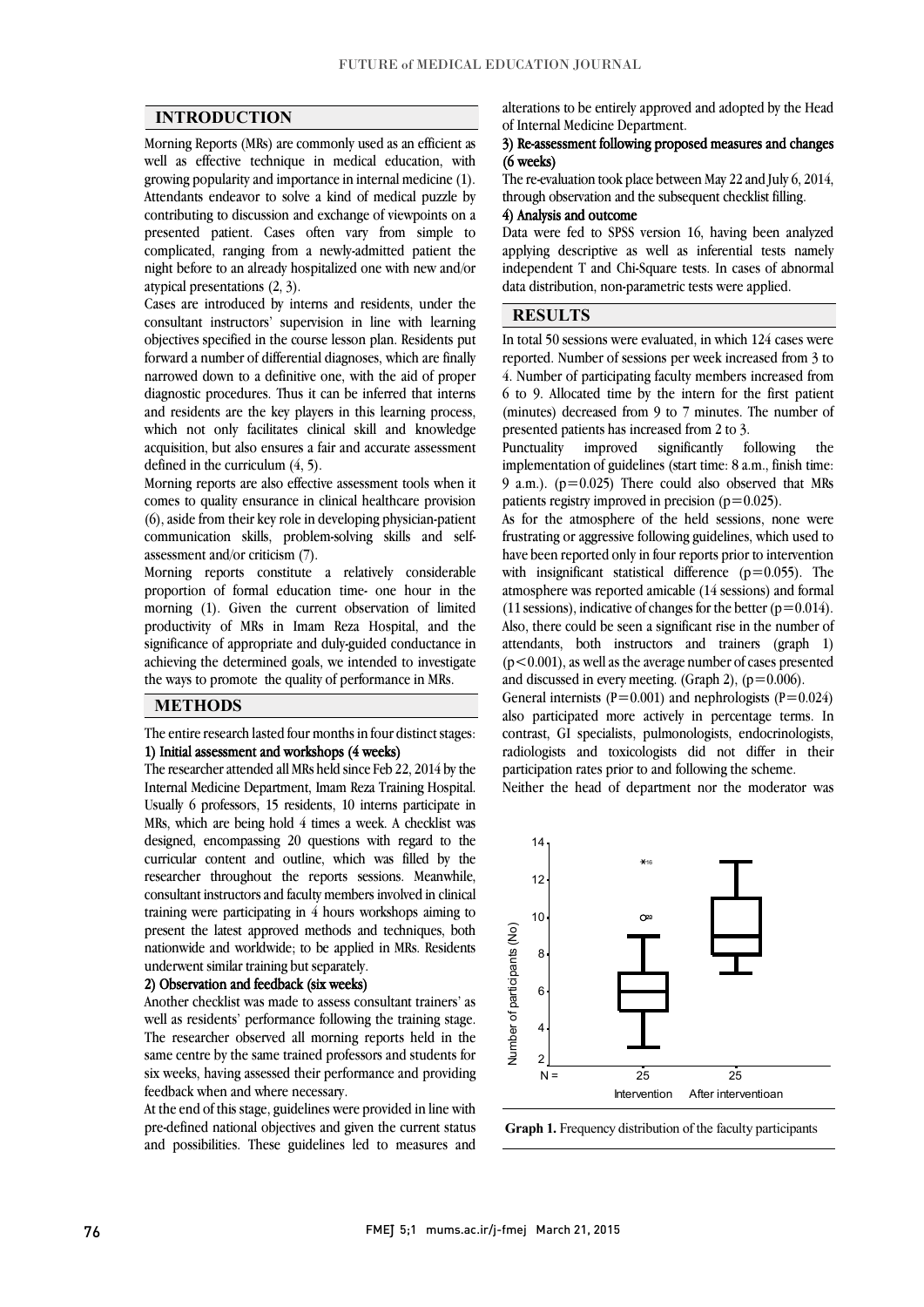## INTRODUCTION

Morning Reports (MRs) are commonly used as an efficient as well as effective technique in medical education, with growing popularity and importance in internal medicine (1). Attendants endeavor to solve a kind of medical puzzle by contributing to discussion and exchange of viewpoints on a presented patient. Cases often vary from simple to complicated, ranging from a newly-admitted patient the night before to an already hospitalized one with new and/or atypical presentations (2, 3).

Cases are introduced by interns and residents, under the consultant instructors' supervision in line with learning objectives specified in the course lesson plan. Residents put forward a number of differential diagnoses, which are finally narrowed down to a definitive one, with the aid of proper diagnostic procedures. Thus it can be inferred that interns and residents are the key players in this learning process, which not only facilitates clinical skill and knowledge acquisition, but also ensures a fair and accurate assessment defined in the curriculum (4, 5).

Morning reports are also effective assessment tools when it comes to quality ensurance in clinical healthcare provision (6), aside from their key role in developing physician-patient communication skills, problem-solving skills and self-assessment and/or criticism (7).

Morning reports constitute a relatively considerable proportion of formal education time- one hour in the morning (1). Given the current observation of limited productivity of MRs in Imam Reza Hospital, and the significance of appropriate and duly-guided conductance in achieving the determined goals, we intended to investigate the ways to promote the quality of performance in MRs.

## METHODS

The entire research lasted four months in four distinct stages:

**1) Initial assessment and workshops (4 weeks)**

The researcher attended all MRs held since Feb 22, 2014 by the Internal Medicine Department, Imam Reza Training Hospital. Usually 6 professors, 15 residents, 10 interns participate in MRs, which are being hold 4 times a week. A checklist was designed, encompassing 20 questions with regard to the curricular content and outline, which was filled by the researcher throughout the reports sessions. Meanwhile, consultant instructors and faculty members involved in clinical training were participating in 4 hours workshops aiming to present the latest approved methods and techniques, both nationwide and worldwide; to be applied in MRs. Residents underwent similar training but separately.

**2) Observation and feedback (six weeks)**

Another checklist was made to assess consultant trainers' as well as residents' performance following the training stage. The researcher observed all morning reports held in the same centre by the same trained professors and students for six weeks, having assessed their performance and providing feedback when and where necessary.

At the end of this stage, guidelines were provided in line with pre-defined national objectives and given the current status and possibilities. These guidelines led to measures and alterations to be entirely approved and adopted by the Head of Internal Medicine Department.

**3) Re-assessment following proposed measures and changes (6 weeks)**

The re-evaluation took place between May 22 and July 6, 2014, through observation and the subsequent checklist filling.

**4) Analysis and outcome**

Data were fed to SPSS version 16, having been analyzed applying descriptive as well as inferential tests namely independent T and Chi-Square tests. In cases of abnormal data distribution, non-parametric tests were applied.

## RESULTS

In total 50 sessions were evaluated, in which 124 cases were reported. Number of sessions per week increased from 3 to 4. Number of participating faculty members increased from 6 to 9. Allocated time by the intern for the first patient (minutes) decreased from 9 to 7 minutes. The number of presented patients has increased from 2 to 3.

Punctuality improved significantly following the implementation of guidelines (start time: 8 a.m., finish time: 9 a.m.). ($p=0.025$) There could also observed that MRs patients registry improved in precision ($p=0.025$).

As for the atmosphere of the held sessions, none were frustrating or aggressive following guidelines, which used to have been reported only in four reports prior to intervention with insignificant statistical difference ($p=0.055$). The atmosphere was reported amicable (14 sessions) and formal (11 sessions), indicative of changes for the better ($p=0.014$). Also, there could be seen a significant rise in the number of attendants, both instructors and trainers (graph 1) ($p<0.001$), as well as the average number of cases presented and discussed in every meeting. (Graph 2), ($p=0.006$).

General internists ($P=0.001$) and nephrologists ($P=0.024$) also participated more actively in percentage terms. In contrast, GI specialists, pulmonologists, endocrinologists, radiologists and toxicologists did not differ in their participation rates prior to and following the scheme.

Neither the head of department nor the moderator was

**Graph 1.** Frequency distribution of the faculty participants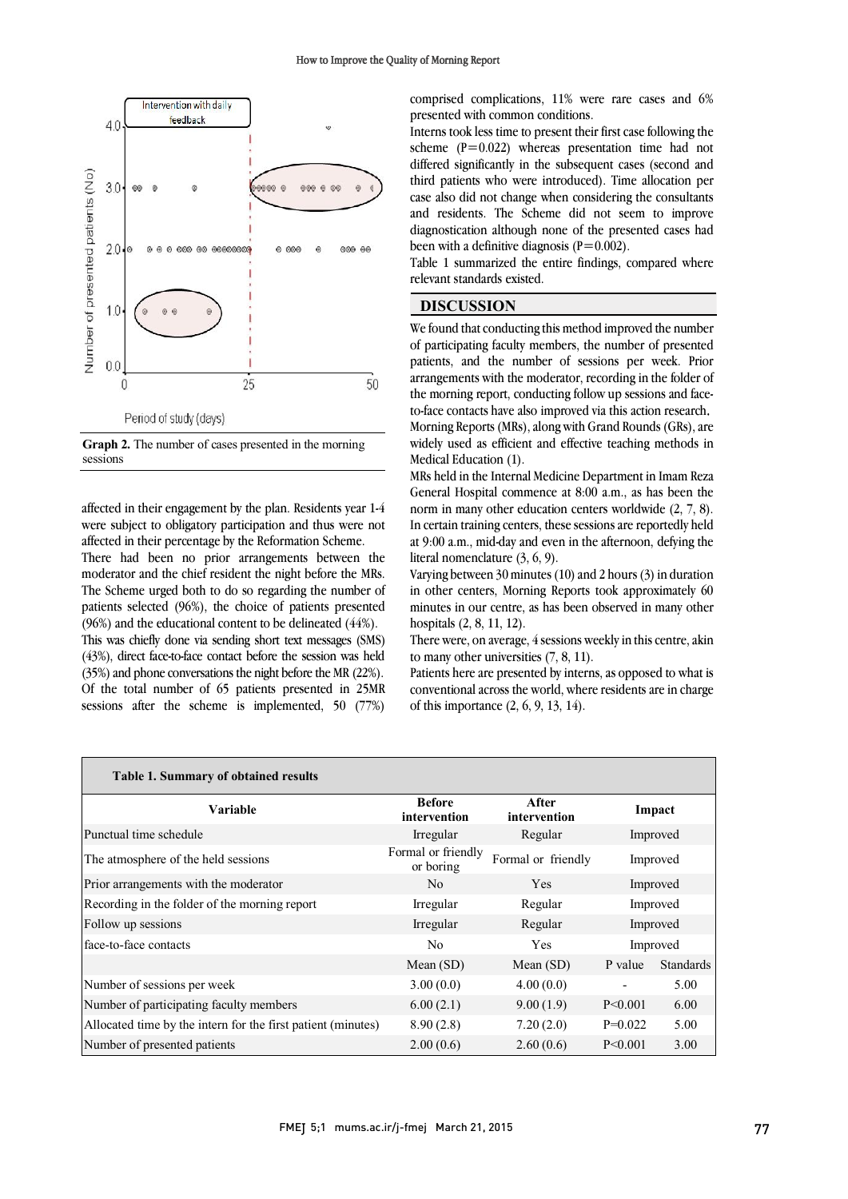Graph 2. The number of cases presented in the morning sessions

affected in their engagement by the plan. Residents year 1-4 were subject to obligatory participation and thus were not affected in their percentage by the Reformation Scheme.

There had been no prior arrangements between the moderator and the chief resident the night before the MRs. The Scheme urged both to do so regarding the number of patients selected (96%), the choice of patients presented (96%) and the educational content to be delineated (44%). This was chiefly done via sending short text messages (SMS) (43%), direct face-to-face contact before the session was held (35%) and phone conversations the night before the MR (22%). Of the total number of 65 patients presented in 25MR sessions after the scheme is implemented, 50 (77%) comprised complications, 11% were rare cases and 6% presented with common conditions.

Interns took less time to present their first case following the scheme (P=0.022) whereas presentation time had not differed significantly in the subsequent cases (second and third patients who were introduced). Time allocation per case also did not change when considering the consultants and residents. The Scheme did not seem to improve diagnostication although none of the presented cases had been with a definitive diagnosis (P=0.002).

Table 1 summarized the entire findings, compared where relevant standards existed.

## DISCUSSION

We found that conducting this method improved the number of participating faculty members, the number of presented patients, and the number of sessions per week. Prior arrangements with the moderator, recording in the folder of the morning report, conducting follow up sessions and face-to-face contacts have also improved via this action research.

Morning Reports (MRs), along with Grand Rounds (GRs), are widely used as efficient and effective teaching methods in Medical Education (1).

MRs held in the Internal Medicine Department in Imam Reza General Hospital commence at 8:00 a.m., as has been the norm in many other education centers worldwide (2, 7, 8). In certain training centers, these sessions are reportedly held at 9:00 a.m., mid-day and even in the afternoon, defying the literal nomenclature (3, 6, 9).

Varying between 30 minutes (10) and 2 hours (3) in duration in other centers, Morning Reports took approximately 60 minutes in our centre, as has been observed in many other hospitals (2, 8, 11, 12).

There were, on average, 4 sessions weekly in this centre, akin to many other universities (7, 8, 11).

Patients here are presented by interns, as opposed to what is conventional across the world, where residents are in charge of this importance (2, 6, 9, 13, 14).

**Table 1. Summary of obtained results**

| Variable | Before intervention | After intervention | Impact | |
|---|---|---|---|---|
| Punctual time schedule | Irregular | Regular | Improved | |
| The atmosphere of the held sessions | Formal or friendly or boring | Formal or friendly | Improved | |
| Prior arrangements with the moderator | No | Yes | Improved | |
| Recording in the folder of the morning report | Irregular | Regular | Improved | |
| Follow up sessions | Irregular | Regular | Improved | |
| face-to-face contacts | No | Yes | Improved | |
| | Mean (SD) | Mean (SD) | P value | Standards |
| Number of sessions per week | 3.00 (0.0) | 4.00 (0.0) | - | 5.00 |
| Number of participating faculty members | 6.00 (2.1) | 9.00 (1.9) | P<0.001 | 6.00 |
| Allocated time by the intern for the first patient (minutes) | 8.90 (2.8) | 7.20 (2.0) | P=0.022 | 5.00 |
| Number of presented patients | 2.00 (0.6) | 2.60 (0.6) | P<0.001 | 3.00 |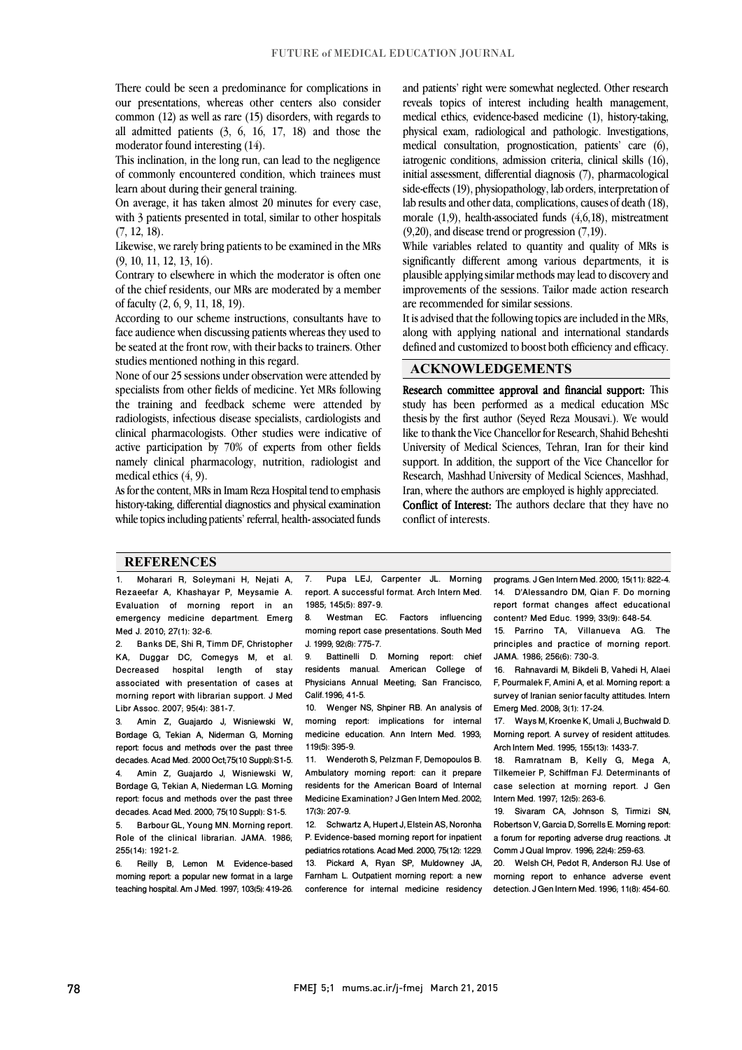There could be seen a predominance for complications in our presentations, whereas other centers also consider common (12) as well as rare (15) disorders, with regards to all admitted patients (3, 6, 16, 17, 18) and those the moderator found interesting (14).

This inclination, in the long run, can lead to the negligence of commonly encountered condition, which trainees must learn about during their general training.

On average, it has taken almost 20 minutes for every case, with 3 patients presented in total, similar to other hospitals (7, 12, 18).

Likewise, we rarely bring patients to be examined in the MRs (9, 10, 11, 12, 13, 16).

Contrary to elsewhere in which the moderator is often one of the chief residents, our MRs are moderated by a member of faculty (2, 6, 9, 11, 18, 19).

According to our scheme instructions, consultants have to face audience when discussing patients whereas they used to be seated at the front row, with their backs to trainers. Other studies mentioned nothing in this regard.

None of our 25 sessions under observation were attended by specialists from other fields of medicine. Yet MRs following the training and feedback scheme were attended by radiologists, infectious disease specialists, cardiologists and clinical pharmacologists. Other studies were indicative of active participation by 70% of experts from other fields namely clinical pharmacology, nutrition, radiologist and medical ethics (4, 9).

As for the content, MRs in Imam Reza Hospital tend to emphasis history-taking, differential diagnostics and physical examination while topics including patients' referral, health- associated funds and patients' right were somewhat neglected. Other research reveals topics of interest including health management, medical ethics, evidence-based medicine (1), history-taking, physical exam, radiological and pathologic. Investigations, medical consultation, prognostication, patients' care (6), iatrogenic conditions, admission criteria, clinical skills (16), initial assessment, differential diagnosis (7), pharmacological side-effects (19), physiopathology, lab orders, interpretation of lab results and other data, complications, causes of death (18), morale (1,9), health-associated funds (4,6,18), mistreatment (9,20), and disease trend or progression (7,19).

While variables related to quantity and quality of MRs is significantly different among various departments, it is plausible applying similar methods may lead to discovery and improvements of the sessions. Tailor made action research are recommended for similar sessions.

It is advised that the following topics are included in the MRs, along with applying national and international standards defined and customized to boost both efficiency and efficacy.

## ACKNOWLEDGEMENTS

**Research committee approval and financial support:** This study has been performed as a medical education MSc thesis by the first author (Seyed Reza Mousavi.). We would like to thank the Vice Chancellor for Research, Shahid Beheshti University of Medical Sciences, Tehran, Iran for their kind support. In addition, the support of the Vice Chancellor for Research, Mashhad University of Medical Sciences, Mashhad, Iran, where the authors are employed is highly appreciated.

**Conflict of Interest:** The authors declare that they have no conflict of interests.

## REFERENCES

1. Moharari R, Soleymani H, Nejati A, Rezaeefar A, Khashayar P, Meysamie A. Evaluation of morning report in an emergency medicine department. Emerg Med J. 2010; 27(1): 32-6.
2. Banks DE, Shi R, Timm DF, Christopher KA, Duggar DC, Comegys M, et al. Decreased hospital length of stay associated with presentation of cases at morning report with librarian support. J Med Libr Assoc. 2007; 95(4): 381-7.
3. Amin Z, Guajardo J, Wisniewski W, Bordage G, Tekian A, Niderman G, Morning report: focus and methods over the past three decades. Acad Med. 2000 Oct;75(10 Suppl):S1-5.
4. Amin Z, Guajardo J, Wisniewski W, Bordage G, Tekian A, Niederman LG. Morning report: focus and methods over the past three decades. Acad Med. 2000; 75(10 Suppl): S1-5.
5. Barbour GL, Young MN. Morning report. Role of the clinical librarian. JAMA. 1986; 255(14): 1921-2.
6. Reilly B, Lemon M. Evidence-based morning report: a popular new format in a large teaching hospital. Am J Med. 1997; 103(5): 419-26.
7. Pupa LEJ, Carpenter JL. Morning report. A successful format. Arch Intern Med. 1985; 145(5): 897-9.
8. Westman EC. Factors influencing morning report case presentations. South Med J. 1999; 92(8): 775-7.
9. Battinelli D. Morning report: chief residents manual. American College of Physicians Annual Meeting; San Francisco, Calif.1996; 41-5.
10. Wenger NS, Shpiner RB. An analysis of morning report: implications for internal medicine education. Ann Intern Med. 1993; 119(5): 395-9.
11. Wenderoth S, Pelzman F, Demopoulos B. Ambulatory morning report: can it prepare residents for the American Board of Internal Medicine Examination? J Gen Intern Med. 2002; 17(3): 207-9.
12. Schwartz A, Hupert J, Elstein AS, Noronha P. Evidence-based morning report for inpatient pediatrics rotations. Acad Med. 2000; 75(12): 1229.
13. Pickard A, Ryan SP, Muldowney JA, Farnham L. Outpatient morning report: a new conference for internal medicine residency programs. J Gen Intern Med. 2000; 15(11): 822-4.
14. D'Alessandro DM, Qian F. Do morning report format changes affect educational content? Med Educ. 1999; 33(9): 648-54.
15. Parrino TA, Villanueva AG. The principles and practice of morning report. JAMA. 1986; 256(6): 730-3.
16. Rahnavardi M, Bikdeli B, Vahedi H, Alaei F, Pourmalek F, Amini A, et al. Morning report: a survey of Iranian senior faculty attitudes. Intern Emerg Med. 2008; 3(1): 17-24.
17. Ways M, Kroenke K, Umali J, Buchwald D. Morning report. A survey of resident attitudes. Arch Intern Med. 1995; 155(13): 1433-7.
18. Ramratnam B, Kelly G, Mega A, Tilkemeier P, Schiffman FJ. Determinants of case selection at morning report. J Gen Intern Med. 1997; 12(5): 263-6.
19. Sivaram CA, Johnson S, Tirmizi SN, Robertson V, Garcia D, Sorrells E. Morning report: a forum for reporting adverse drug reactions. Jt Comm J Qual Improv. 1996; 22(4): 259-63.
20. Welsh CH, Pedot R, Anderson RJ. Use of morning report to enhance adverse event detection. J Gen Intern Med. 1996; 11(8): 454-60.